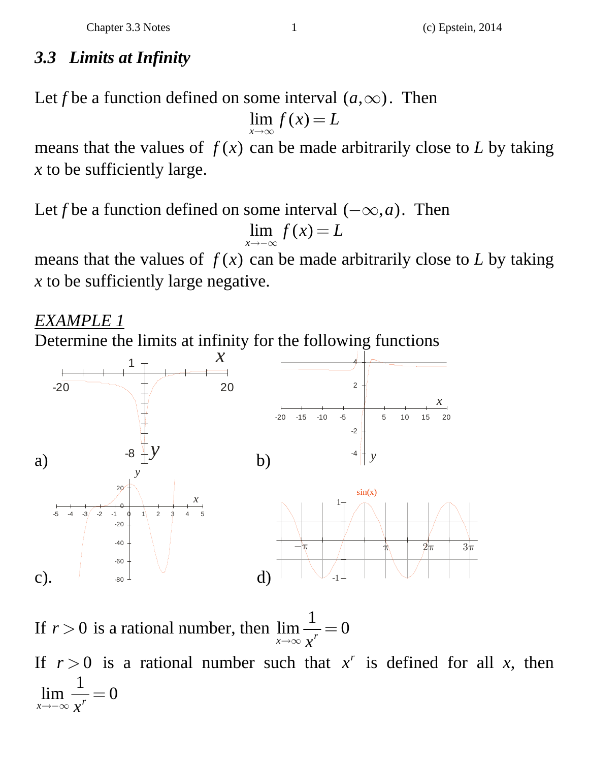## *3.3 Limits at Infinity*

Let $f$ be a function defined on some interval $(a,\infty)$. Then

$$\lim_{x\to\infty} f(x) = L$$

means that the values of $f(x)$ can be made arbitrarily close to $L$ by taking $x$ to be sufficiently large.

Let $f$ be a function defined on some interval $(-\infty,a)$. Then

$$\lim_{x\to-\infty} f(x) = L$$

means that the values of $f(x)$ can be made arbitrarily close to $L$ by taking $x$ to be sufficiently large negative.

*EXAMPLE 1*

Determine the limits at infinity for the following functions

a)

b)

c).

d)

If $r > 0$ is a rational number, then $\displaystyle\lim_{x\to\infty} \frac{1}{x^r} = 0$

If $r > 0$ is a rational number such that $x^r$ is defined for all $x$, then $\displaystyle\lim_{x\to-\infty} \frac{1}{x^r} = 0$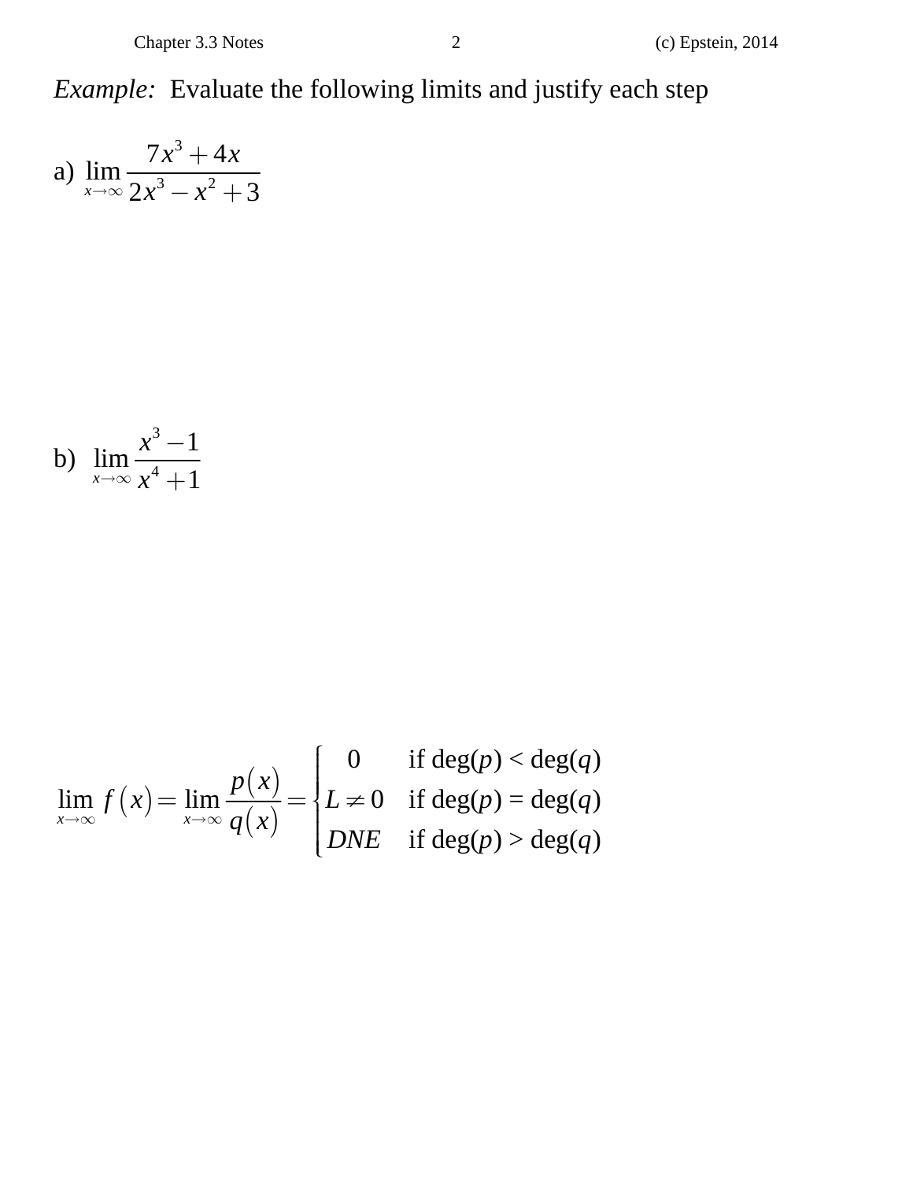*Example:* Evaluate the following limits and justify each step

a) $\lim_{x \to \infty} \frac{7x^3 + 4x}{2x^3 - x^2 + 3}$

b) $\lim_{x \to \infty} \frac{x^3 - 1}{x^4 + 1}$

$$\lim_{x \to \infty} f(x) = \lim_{x \to \infty} \frac{p(x)}{q(x)} = \begin{cases} 0 & \text{if } \deg(p) < \deg(q) \\ L \neq 0 & \text{if } \deg(p) = \deg(q) \\ DNE & \text{if } \deg(p) > \deg(q) \end{cases}$$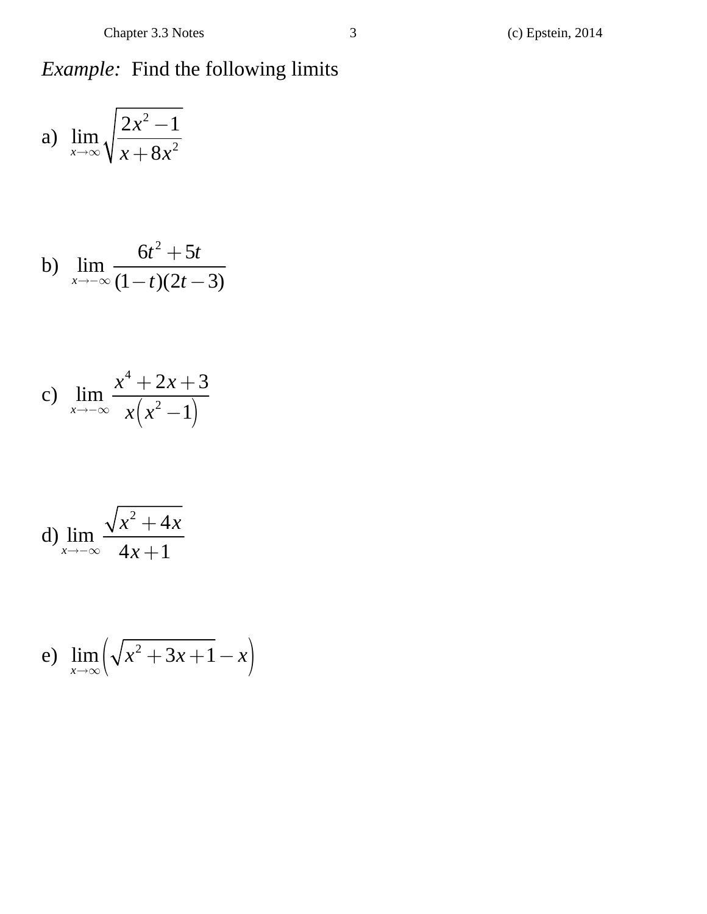*Example:* Find the following limits

a) $\lim_{x\to\infty}\sqrt{\dfrac{2x^2-1}{x+8x^2}}$

b) $\lim_{x\to-\infty}\dfrac{6t^2+5t}{(1-t)(2t-3)}$

c) $\lim_{x\to-\infty}\dfrac{x^4+2x+3}{x\left(x^2-1\right)}$

d) $\lim_{x\to-\infty}\dfrac{\sqrt{x^2+4x}}{4x+1}$

e) $\lim_{x\to\infty}\left(\sqrt{x^2+3x+1}-x\right)$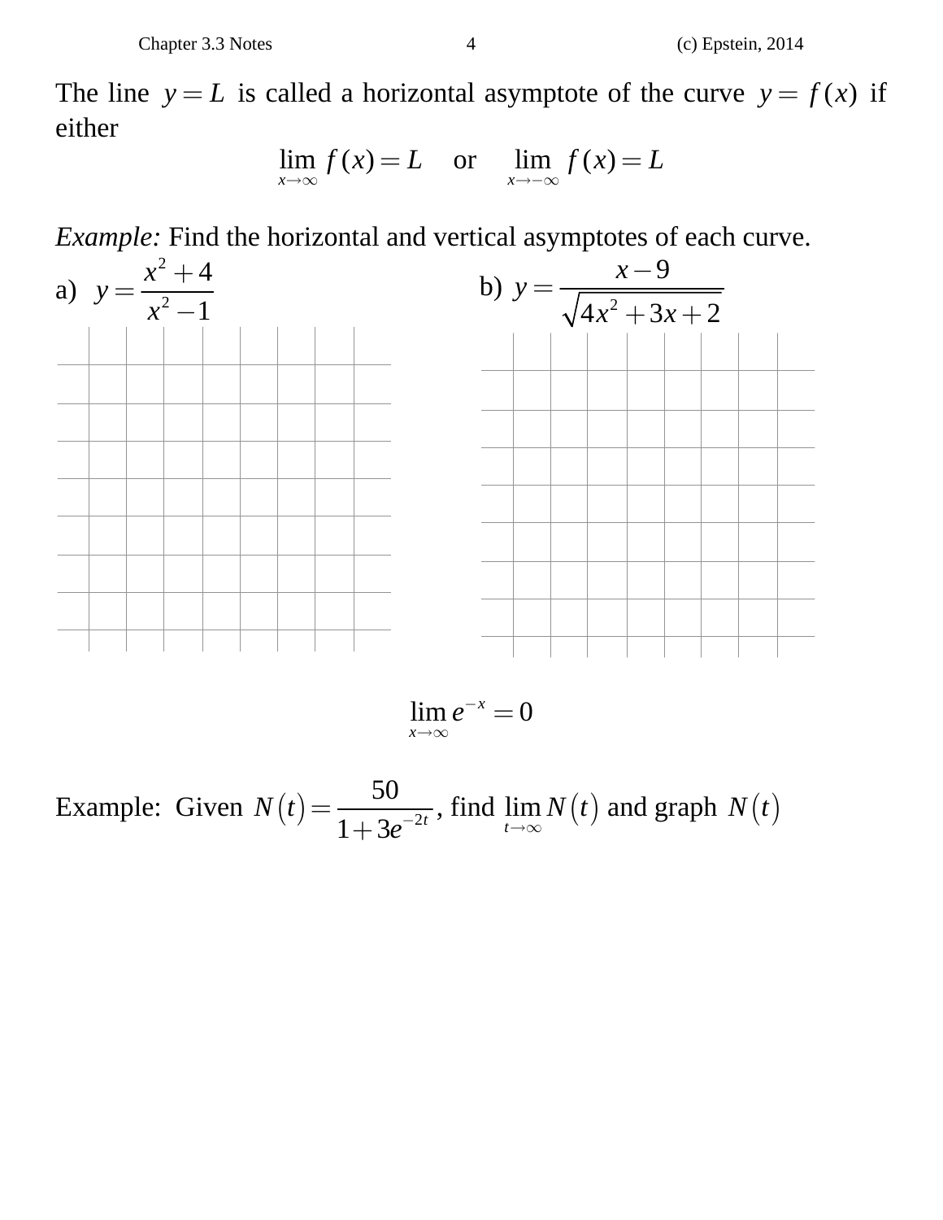The line $y = L$ is called a horizontal asymptote of the curve $y = f(x)$ if either

$$\lim_{x \to \infty} f(x) = L \quad \text{or} \quad \lim_{x \to -\infty} f(x) = L$$

*Example:* Find the horizontal and vertical asymptotes of each curve.

a) $y = \dfrac{x^2 + 4}{x^2 - 1}$

b) $y = \dfrac{x - 9}{\sqrt{4x^2 + 3x + 2}}$

$$\lim_{x \to \infty} e^{-x} = 0$$

Example: Given $N(t) = \dfrac{50}{1 + 3e^{-2t}}$, find $\lim_{t \to \infty} N(t)$ and graph $N(t)$